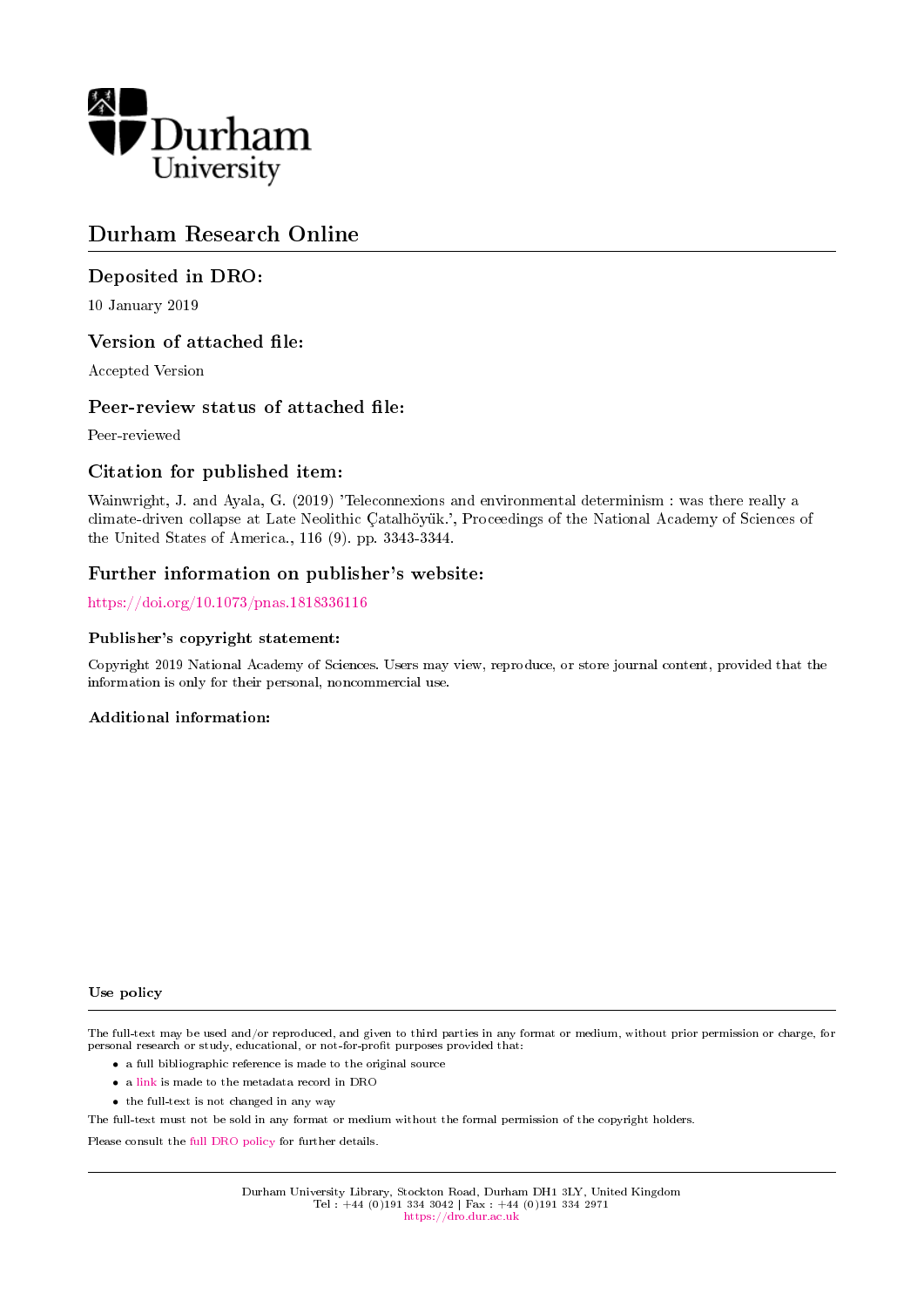Durham University

# Durham Research Online

## Deposited in DRO:

10 January 2019

## Version of attached file:

Accepted Version

## Peer-review status of attached file:

Peer-reviewed

## Citation for published item:

Wainwright, J. and Ayala, G. (2019) 'Teleconnexions and environmental determinism : was there really a climate-driven collapse at Late Neolithic Çatalhöyük.', Proceedings of the National Academy of Sciences of the United States of America., 116 (9). pp. 3343-3344.

## Further information on publisher's website:

https://doi.org/10.1073/pnas.1818336116

### Publisher's copyright statement:

Copyright 2019 National Academy of Sciences. Users may view, reproduce, or store journal content, provided that the information is only for their personal, noncommercial use.

### Additional information:

#### Use policy

The full-text may be used and/or reproduced, and given to third parties in any format or medium, without prior permission or charge, for personal research or study, educational, or not-for-profit purposes provided that:

- a full bibliographic reference is made to the original source
- a link is made to the metadata record in DRO
- the full-text is not changed in any way

The full-text must not be sold in any format or medium without the formal permission of the copyright holders.

Please consult the full DRO policy for further details.

Durham University Library, Stockton Road, Durham DH1 3LY, United Kingdom
Tel : +44 (0)191 334 3042 | Fax : +44 (0)191 334 2971
https://dro.dur.ac.uk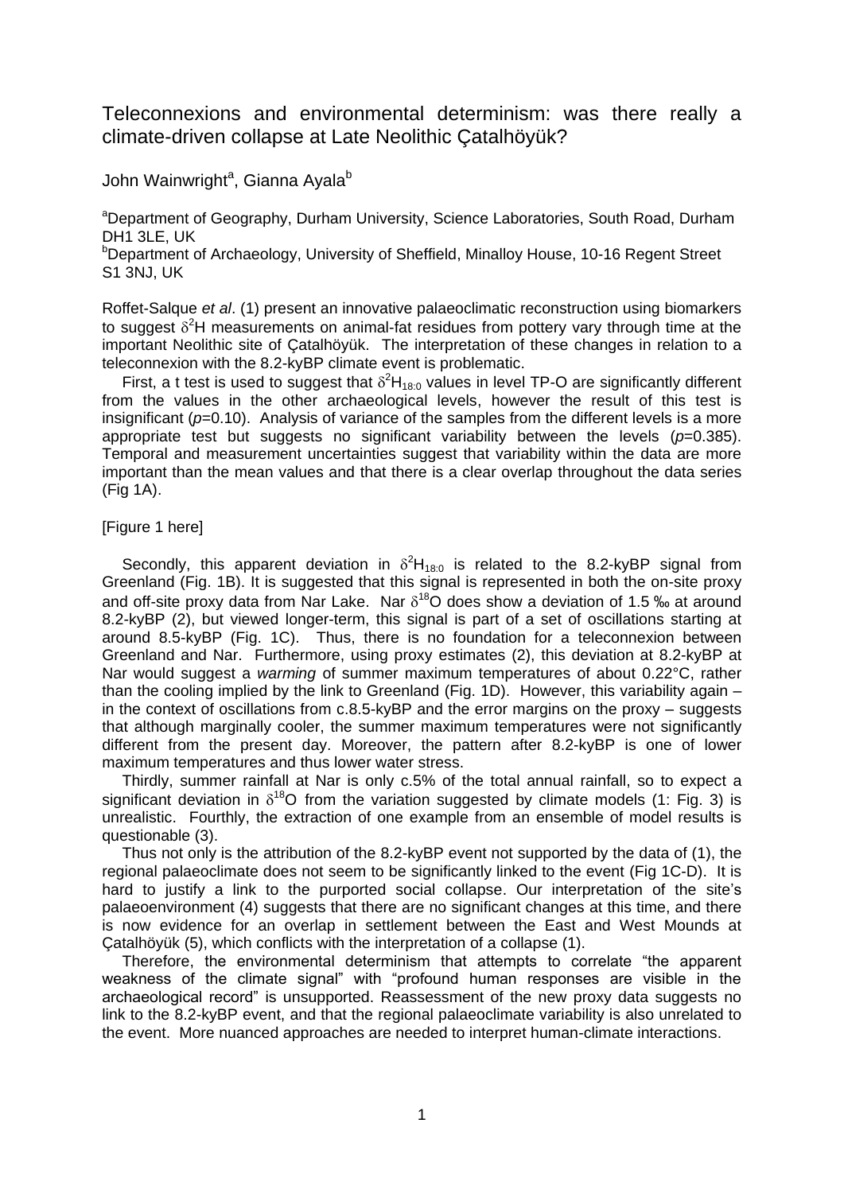# Teleconnexions and environmental determinism: was there really a climate-driven collapse at Late Neolithic Çatalhöyük?

John Wainwright[a], Gianna Ayala[b]

[a]Department of Geography, Durham University, Science Laboratories, South Road, Durham DH1 3LE, UK

[b]Department of Archaeology, University of Sheffield, Minalloy House, 10-16 Regent Street S1 3NJ, UK

Roffet-Salque *et al*. (1) present an innovative palaeoclimatic reconstruction using biomarkers to suggest $\delta^2$H measurements on animal-fat residues from pottery vary through time at the important Neolithic site of Çatalhöyük. The interpretation of these changes in relation to a teleconnexion with the 8.2-kyBP climate event is problematic.

First, a t test is used to suggest that $\delta^2H_{18:0}$ values in level TP-O are significantly different from the values in the other archaeological levels, however the result of this test is insignificant ($p$=0.10). Analysis of variance of the samples from the different levels is a more appropriate test but suggests no significant variability between the levels ($p$=0.385). Temporal and measurement uncertainties suggest that variability within the data are more important than the mean values and that there is a clear overlap throughout the data series (Fig 1A).

[Figure 1 here]

Secondly, this apparent deviation in $\delta^2H_{18:0}$ is related to the 8.2-kyBP signal from Greenland (Fig. 1B). It is suggested that this signal is represented in both the on-site proxy and off-site proxy data from Nar Lake. Nar $\delta^{18}$O does show a deviation of 1.5 ‰ at around 8.2-kyBP (2), but viewed longer-term, this signal is part of a set of oscillations starting at around 8.5-kyBP (Fig. 1C). Thus, there is no foundation for a teleconnexion between Greenland and Nar. Furthermore, using proxy estimates (2), this deviation at 8.2-kyBP at Nar would suggest a *warming* of summer maximum temperatures of about 0.22°C, rather than the cooling implied by the link to Greenland (Fig. 1D). However, this variability again – in the context of oscillations from c.8.5-kyBP and the error margins on the proxy – suggests that although marginally cooler, the summer maximum temperatures were not significantly different from the present day. Moreover, the pattern after 8.2-kyBP is one of lower maximum temperatures and thus lower water stress.

Thirdly, summer rainfall at Nar is only c.5% of the total annual rainfall, so to expect a significant deviation in $\delta^{18}$O from the variation suggested by climate models (1: Fig. 3) is unrealistic. Fourthly, the extraction of one example from an ensemble of model results is questionable (3).

Thus not only is the attribution of the 8.2-kyBP event not supported by the data of (1), the regional palaeoclimate does not seem to be significantly linked to the event (Fig 1C-D). It is hard to justify a link to the purported social collapse. Our interpretation of the site's palaeoenvironment (4) suggests that there are no significant changes at this time, and there is now evidence for an overlap in settlement between the East and West Mounds at Çatalhöyük (5), which conflicts with the interpretation of a collapse (1).

Therefore, the environmental determinism that attempts to correlate "the apparent weakness of the climate signal" with "profound human responses are visible in the archaeological record" is unsupported. Reassessment of the new proxy data suggests no link to the 8.2-kyBP event, and that the regional palaeoclimate variability is also unrelated to the event. More nuanced approaches are needed to interpret human-climate interactions.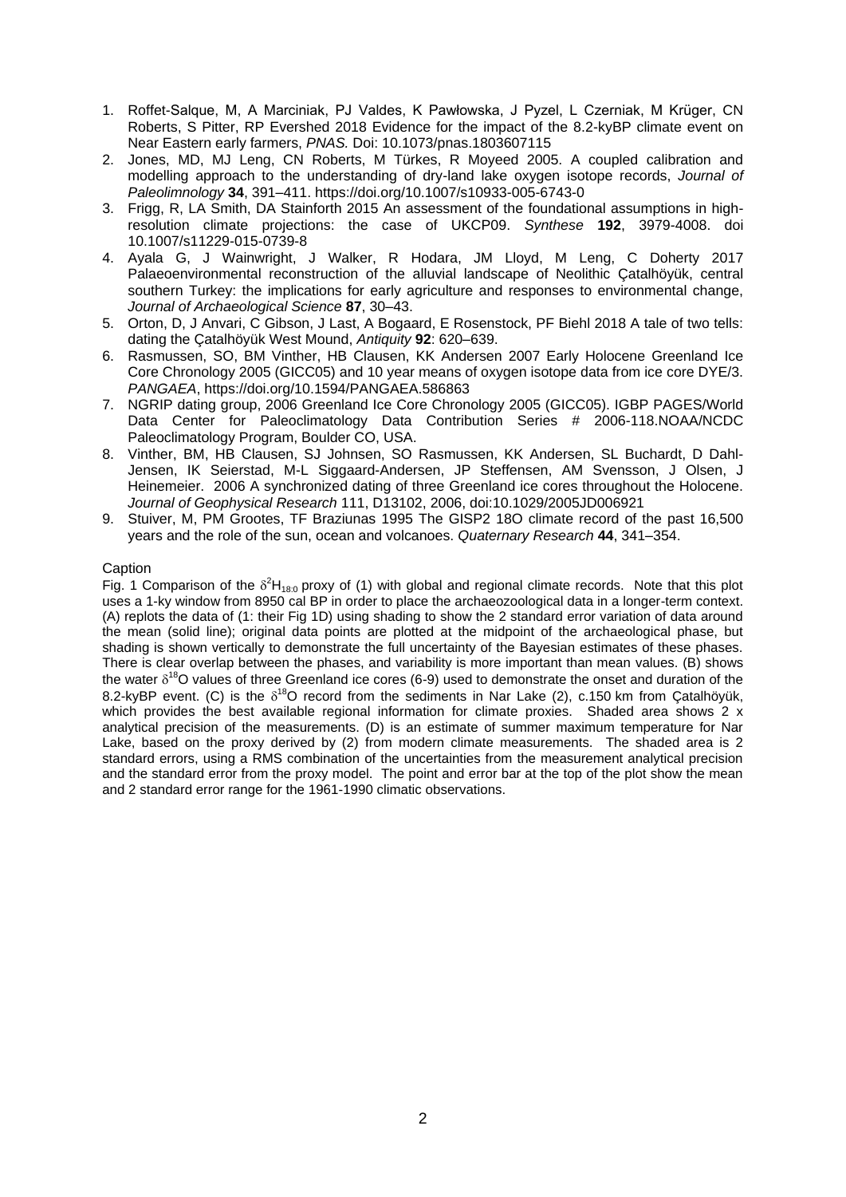1. Roffet-Salque, M, A Marciniak, PJ Valdes, K Pawłowska, J Pyzel, L Czerniak, M Krüger, CN Roberts, S Pitter, RP Evershed 2018 Evidence for the impact of the 8.2-kyBP climate event on Near Eastern early farmers, *PNAS.* Doi: 10.1073/pnas.1803607115
2. Jones, MD, MJ Leng, CN Roberts, M Türkes, R Moyeed 2005. A coupled calibration and modelling approach to the understanding of dry-land lake oxygen isotope records, *Journal of Paleolimnology* **34**, 391–411. https://doi.org/10.1007/s10933-005-6743-0
3. Frigg, R, LA Smith, DA Stainforth 2015 An assessment of the foundational assumptions in high-resolution climate projections: the case of UKCP09. *Synthese* **192**, 3979-4008. doi 10.1007/s11229-015-0739-8
4. Ayala G, J Wainwright, J Walker, R Hodara, JM Lloyd, M Leng, C Doherty 2017 Palaeoenvironmental reconstruction of the alluvial landscape of Neolithic Çatalhöyük, central southern Turkey: the implications for early agriculture and responses to environmental change, *Journal of Archaeological Science* **87**, 30–43.
5. Orton, D, J Anvari, C Gibson, J Last, A Bogaard, E Rosenstock, PF Biehl 2018 A tale of two tells: dating the Çatalhöyük West Mound, *Antiquity* **92**: 620–639.
6. Rasmussen, SO, BM Vinther, HB Clausen, KK Andersen 2007 Early Holocene Greenland Ice Core Chronology 2005 (GICC05) and 10 year means of oxygen isotope data from ice core DYE/3. *PANGAEA*, https://doi.org/10.1594/PANGAEA.586863
7. NGRIP dating group, 2006 Greenland Ice Core Chronology 2005 (GICC05). IGBP PAGES/World Data Center for Paleoclimatology Data Contribution Series # 2006-118.NOAA/NCDC Paleoclimatology Program, Boulder CO, USA.
8. Vinther, BM, HB Clausen, SJ Johnsen, SO Rasmussen, KK Andersen, SL Buchardt, D Dahl-Jensen, IK Seierstad, M-L Siggaard-Andersen, JP Steffensen, AM Svensson, J Olsen, J Heinemeier. 2006 A synchronized dating of three Greenland ice cores throughout the Holocene. *Journal of Geophysical Research* 111, D13102, 2006, doi:10.1029/2005JD006921
9. Stuiver, M, PM Grootes, TF Braziunas 1995 The GISP2 18O climate record of the past 16,500 years and the role of the sun, ocean and volcanoes. *Quaternary Research* **44**, 341–354.

Caption

Fig. 1 Comparison of the $\delta^2H_{18:0}$ proxy of (1) with global and regional climate records. Note that this plot uses a 1-ky window from 8950 cal BP in order to place the archaeozoological data in a longer-term context. (A) replots the data of (1: their Fig 1D) using shading to show the 2 standard error variation of data around the mean (solid line); original data points are plotted at the midpoint of the archaeological phase, but shading is shown vertically to demonstrate the full uncertainty of the Bayesian estimates of these phases. There is clear overlap between the phases, and variability is more important than mean values. (B) shows the water $\delta^{18}O$ values of three Greenland ice cores (6-9) used to demonstrate the onset and duration of the 8.2-kyBP event. (C) is the $\delta^{18}O$ record from the sediments in Nar Lake (2), c.150 km from Çatalhöyük, which provides the best available regional information for climate proxies. Shaded area shows 2 x analytical precision of the measurements. (D) is an estimate of summer maximum temperature for Nar Lake, based on the proxy derived by (2) from modern climate measurements. The shaded area is 2 standard errors, using a RMS combination of the uncertainties from the measurement analytical precision and the standard error from the proxy model. The point and error bar at the top of the plot show the mean and 2 standard error range for the 1961-1990 climatic observations.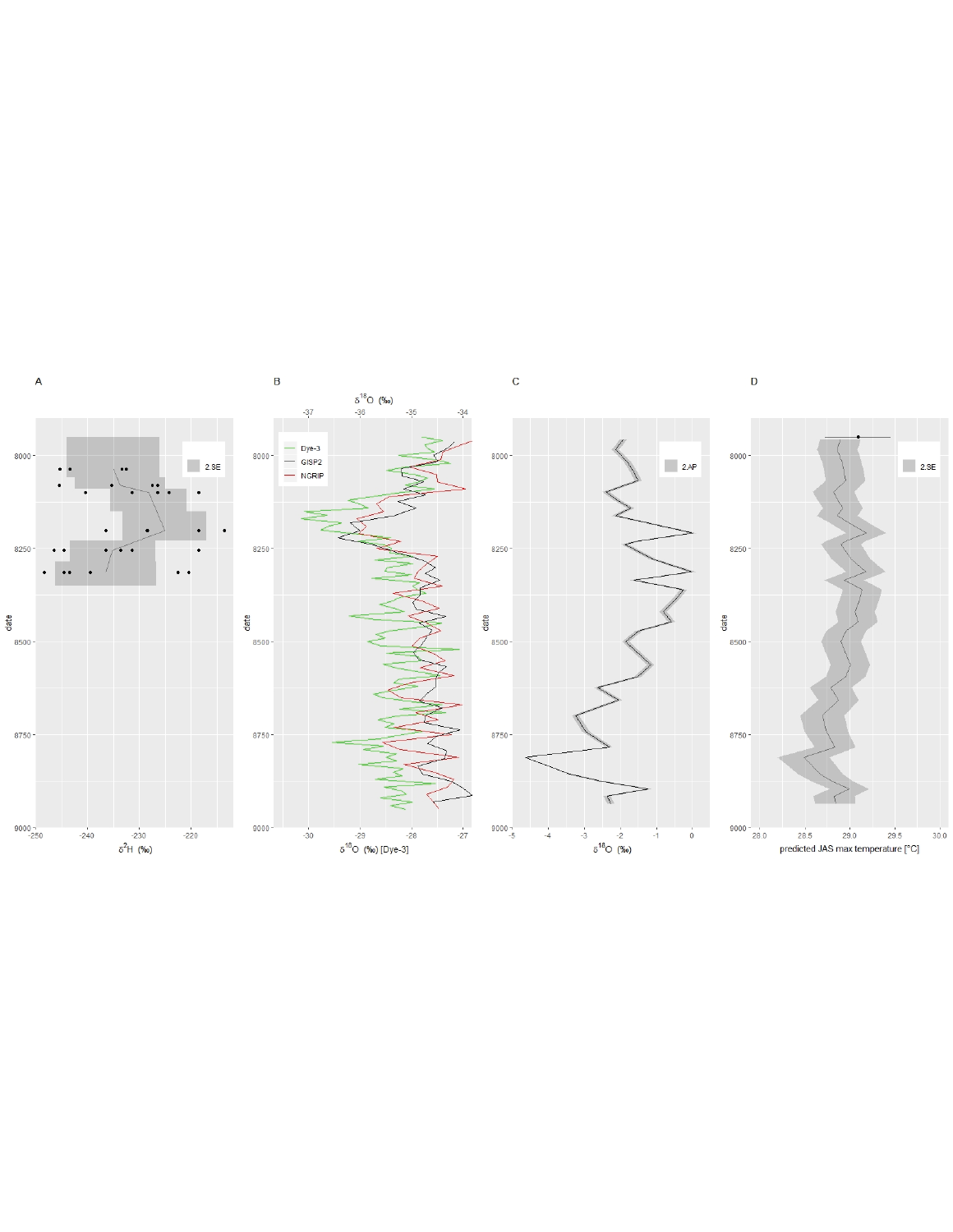A

2.SE

date

8000
8250
8500
8750
9000

-250 -240 -230 -220

$\delta^2H$ (‰)

B

$\delta^{18}O$ (‰)

-37 -36 -35 -34

Dye-3
GISP2
NGRIP

date

8000
8250
8500
8750
9000

-30 -29 -28 -27

$\delta^{18}O$ (‰) [Dye-3]

C

2.AP

date

8000
8250
8500
8750
9000

-5 -4 -3 -2 -1 0

$\delta^{18}O$ (‰)

D

2.SE

date

8000
8250
8500
8750
9000

28.0 28.5 29.0 29.5 30.0

predicted JAS max temperature [°C]